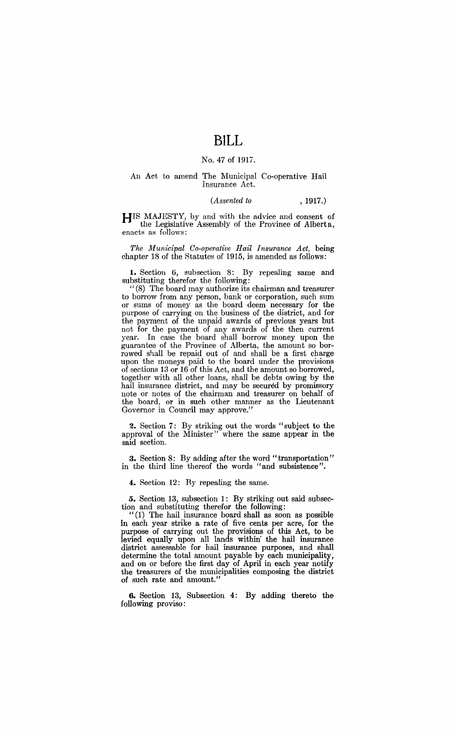# BILL

No. 47 of 1917.

An Act to amend The Municipal Co-operative Hail Insurance Act.

(*Assented to* , 1917.)

HIS MAJESTY, by and with the advice and consent of the Legislative Assembly of the Province of Alberta, enacts as follows:

*The Municipal Co-operative Hail Insurance Act*, being chapter 18 of the Statutes of 1915, is amended as follows:

**1.** Section 6, subsection 8: By repealing same and substituting therefor the following:

"(8) The board may authorize its chairman and treasurer to borrow from any person, bank or corporation, such sum or sums of money as the board deem necessary for the purpose of carrying on the business of the district, and for the payment of the unpaid awards of previous years but not for the payment of any awards of the then current year. In case the board shall borrow money upon the guarantee of the Province of Alberta, the amount so borrowed shall be repaid out of and shall be a first charge upon the moneys paid to the board under the provisions of sections 13 or 16 of this Act, and the amount so borrowed, together with all other loans, shall be debts owing by the hail insurance district, and may be secured by promissory note or notes of the chairman and treasurer on behalf of the board, or in such other manner as the Lieutenant Governor in Council may approve."

**2.** Section 7: By striking out the words "subject to the approval of the Minister" where the same appear in the said section.

**3.** Section 8: By adding after the word "transportation" in the third line thereof the words "and subsistence".

**4.** Section 12: By repealing the same.

**5.** Section 13, subsection 1: By striking out said subsection and substituting therefor the following:

"(1) The hail insurance board shall as soon as possible in each year strike a rate of five cents per acre, for the purpose of carrying out the provisions of this Act, to be levied equally upon all lands within the hail insurance district assessable for hail insurance purposes, and shall determine the total amount payable by each municipality, and on or before the first day of April in each year notify the treasurers of the municipalities composing the district of such rate and amount."

**6.** Section 13, Subsection 4: By adding thereto the following proviso: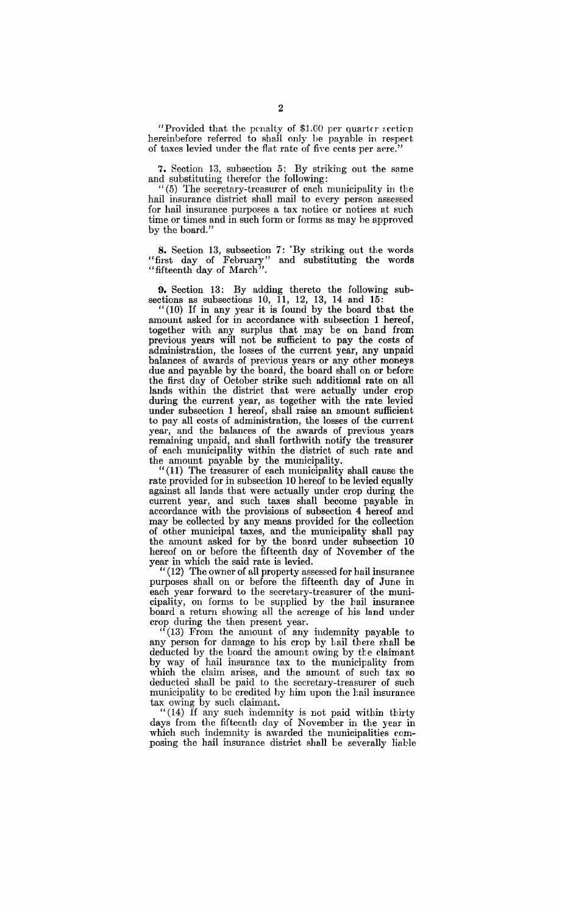"Provided that the penalty of $1.00 per quarter section hereinbefore referred to shall only be payable in respect of taxes levied under the flat rate of five cents per acre."

**7.** Section 13, subsection 5: By striking out the same and substituting therefor the following:

"(5) The secretary-treasurer of each municipality in the hail insurance district shall mail to every person assessed for hail insurance purposes a tax notice or notices at such time or times and in such form or forms as may be approved by the board."

**8.** Section 13, subsection 7: By striking out the words "first day of February" and substituting the words "fifteenth day of March".

**9.** Section 13: By adding thereto the following subsections as subsections 10, 11, 12, 13, 14 and 15:

"(10) If in any year it is found by the board that the amount asked for in accordance with subsection 1 hereof, together with any surplus that may be on hand from previous years will not be sufficient to pay the costs of administration, the losses of the current year, any unpaid balances of awards of previous years or any other moneys due and payable by the board, the board shall on or before the first day of October strike such additional rate on all lands within the district that were actually under crop during the current year, as together with the rate levied under subsection 1 hereof, shall raise an amount sufficient to pay all costs of administration, the losses of the current year, and the balances of the awards of previous years remaining unpaid, and shall forthwith notify the treasurer of each municipality within the district of such rate and the amount payable by the municipality.

"(11) The treasurer of each municipality shall cause the rate provided for in subsection 10 hereof to be levied equally against all lands that were actually under crop during the current year, and such taxes shall become payable in accordance with the provisions of subsection 4 hereof and may be collected by any means provided for the collection of other municipal taxes, and the municipality shall pay the amount asked for by the board under subsection 10 hereof on or before the fifteenth day of November of the year in which the said rate is levied.

"(12) The owner of all property assessed for hail insurance purposes shall on or before the fifteenth day of June in each year forward to the secretary-treasurer of the municipality, on forms to be supplied by the hail insurance board a return showing all the acreage of his land under crop during the then present year.

"(13) From the amount of any indemnity payable to any person for damage to his crop by hail there shall be deducted by the board the amount owing by the claimant by way of hail insurance tax to the municipality from which the claim arises, and the amount of such tax so deducted shall be paid to the secretary-treasurer of such municipality to be credited by him upon the hail insurance tax owing by such claimant.

"(14) If any such indemnity is not paid within thirty days from the fifteenth day of November in the year in which such indemnity is awarded the municipalities composing the hail insurance district shall be severally liable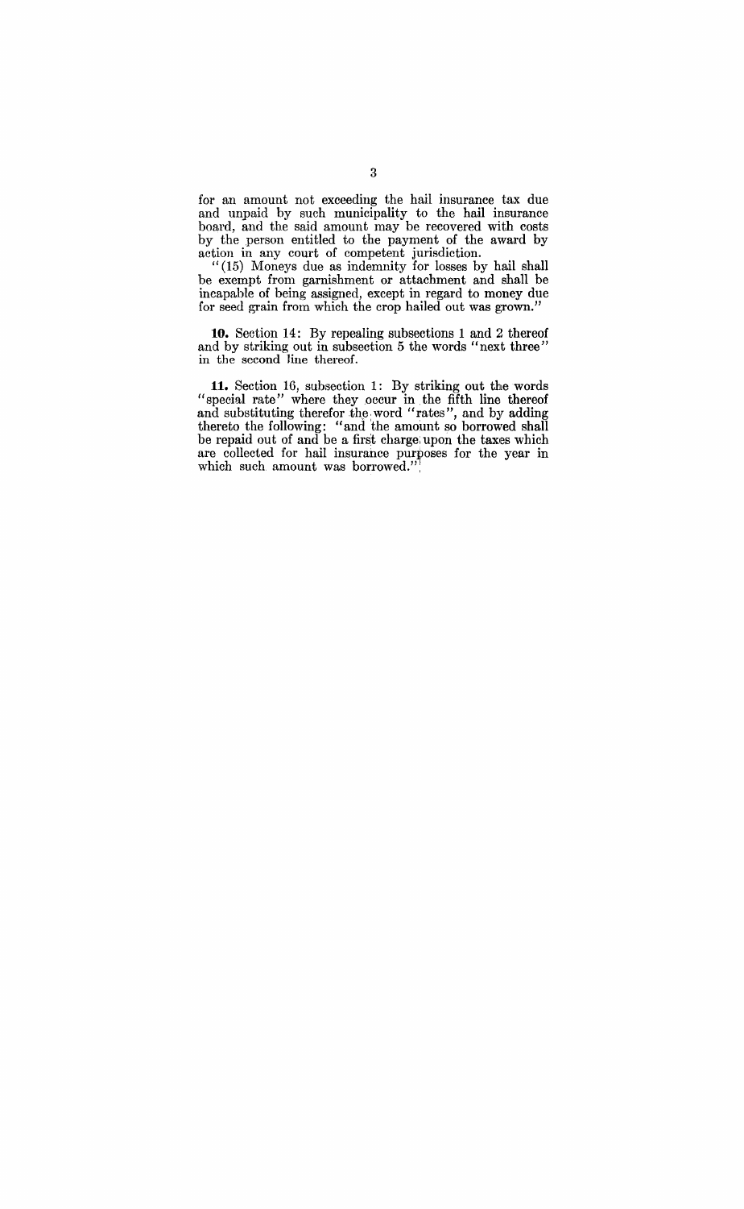for an amount not exceeding the hail insurance tax due and unpaid by such municipality to the hail insurance board, and the said amount may be recovered with costs by the person entitled to the payment of the award by action in any court of competent jurisdiction.

"(15) Moneys due as indemnity for losses by hail shall be exempt from garnishment or attachment and shall be incapable of being assigned, except in regard to money due for seed grain from which the crop hailed out was grown."

**10.** Section 14: By repealing subsections 1 and 2 thereof and by striking out in subsection 5 the words "next three" in the second line thereof.

**11.** Section 16, subsection 1: By striking out the words "special rate" where they occur in the fifth line thereof and substituting therefor the word "rates", and by adding thereto the following: "and the amount so borrowed shall be repaid out of and be a first charge upon the taxes which are collected for hail insurance purposes for the year in which such amount was borrowed."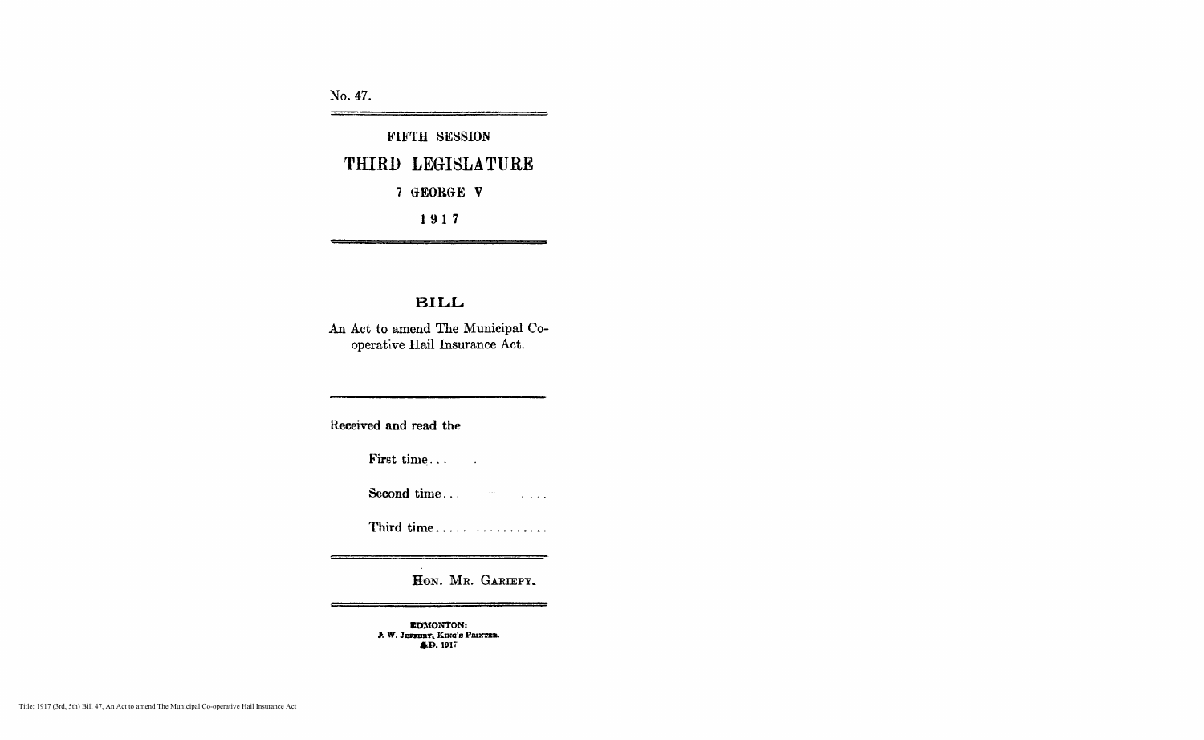No. 47.

FIFTH SESSION

# THIRD LEGISLATURE

7 GEORGE V

1917

## BILL

An Act to amend The Municipal Co-operative Hail Insurance Act.

Received and read the

First time...

Second time...

Third time.....

HON. MR. GARIEPY.

EDMONTON:
J. W. JEFFERY, KING'S PRINTER.
A.D. 1917

Title: 1917 (3rd, 5th) Bill 47, An Act to amend The Municipal Co-operative Hail Insurance Act